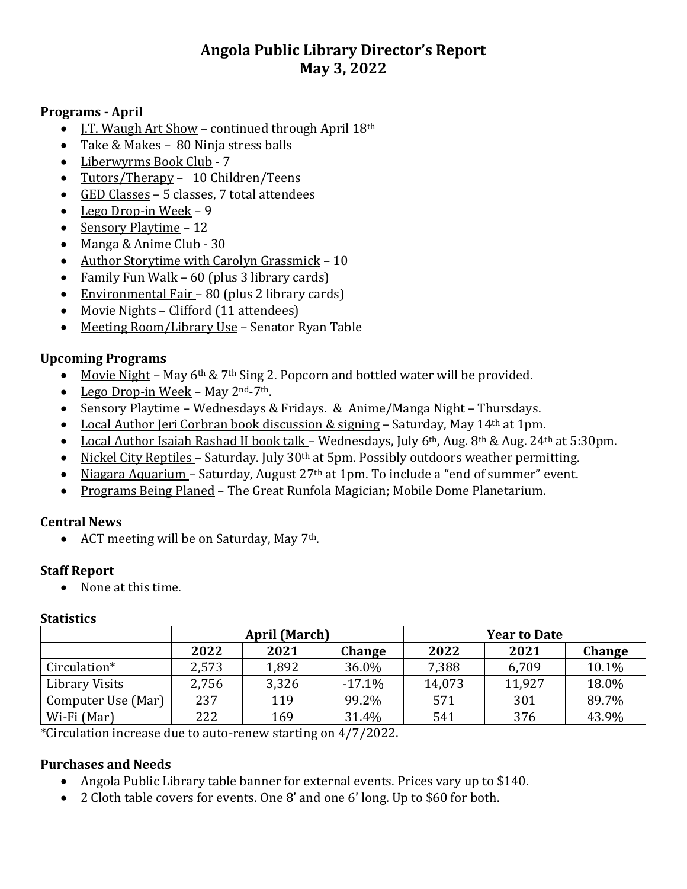# Angola Public Library Director's Report
# May 3, 2022

## Programs - April

- J.T. Waugh Art Show – continued through April 18th
- Take & Makes – 80 Ninja stress balls
- Liberwyrms Book Club - 7
- Tutors/Therapy – 10 Children/Teens
- GED Classes – 5 classes, 7 total attendees
- Lego Drop-in Week – 9
- Sensory Playtime – 12
- Manga & Anime Club - 30
- Author Storytime with Carolyn Grassmick – 10
- Family Fun Walk – 60 (plus 3 library cards)
- Environmental Fair – 80 (plus 2 library cards)
- Movie Nights – Clifford (11 attendees)
- Meeting Room/Library Use – Senator Ryan Table

## Upcoming Programs

- Movie Night – May 6th & 7th Sing 2. Popcorn and bottled water will be provided.
- Lego Drop-in Week – May 2nd-7th.
- Sensory Playtime – Wednesdays & Fridays. & Anime/Manga Night – Thursdays.
- Local Author Jeri Corbran book discussion & signing – Saturday, May 14th at 1pm.
- Local Author Isaiah Rashad II book talk – Wednesdays, July 6th, Aug. 8th & Aug. 24th at 5:30pm.
- Nickel City Reptiles – Saturday. July 30th at 5pm. Possibly outdoors weather permitting.
- Niagara Aquarium – Saturday, August 27th at 1pm. To include a "end of summer" event.
- Programs Being Planed – The Great Runfola Magician; Mobile Dome Planetarium.

## Central News

- ACT meeting will be on Saturday, May 7th.

## Staff Report

- None at this time.

## Statistics

| | April (March) | | | Year to Date | | |
|---|---|---|---|---|---|---|
| | 2022 | 2021 | Change | 2022 | 2021 | Change |
| Circulation* | 2,573 | 1,892 | 36.0% | 7,388 | 6,709 | 10.1% |
| Library Visits | 2,756 | 3,326 | -17.1% | 14,073 | 11,927 | 18.0% |
| Computer Use (Mar) | 237 | 119 | 99.2% | 571 | 301 | 89.7% |
| Wi-Fi (Mar) | 222 | 169 | 31.4% | 541 | 376 | 43.9% |

*Circulation increase due to auto-renew starting on 4/7/2022.

## Purchases and Needs

- Angola Public Library table banner for external events. Prices vary up to $140.
- 2 Cloth table covers for events. One 8' and one 6' long. Up to $60 for both.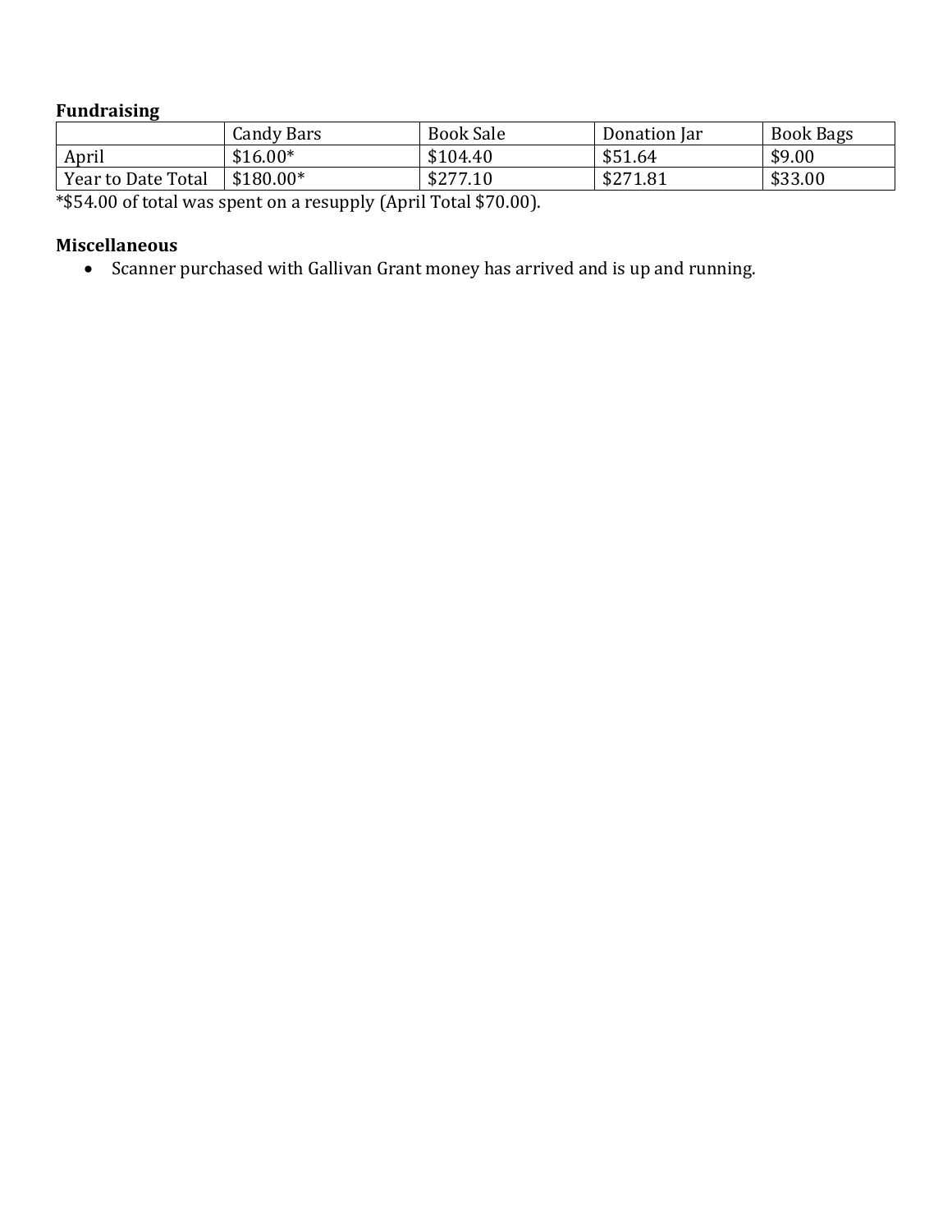**Fundraising**

| | Candy Bars | Book Sale | Donation Jar | Book Bags |
|---|---|---|---|---|
| April | $16.00* | $104.40 | $51.64 | $9.00 |
| Year to Date Total | $180.00* | $277.10 | $271.81 | $33.00 |

*$54.00 of total was spent on a resupply (April Total $70.00).

**Miscellaneous**

- Scanner purchased with Gallivan Grant money has arrived and is up and running.